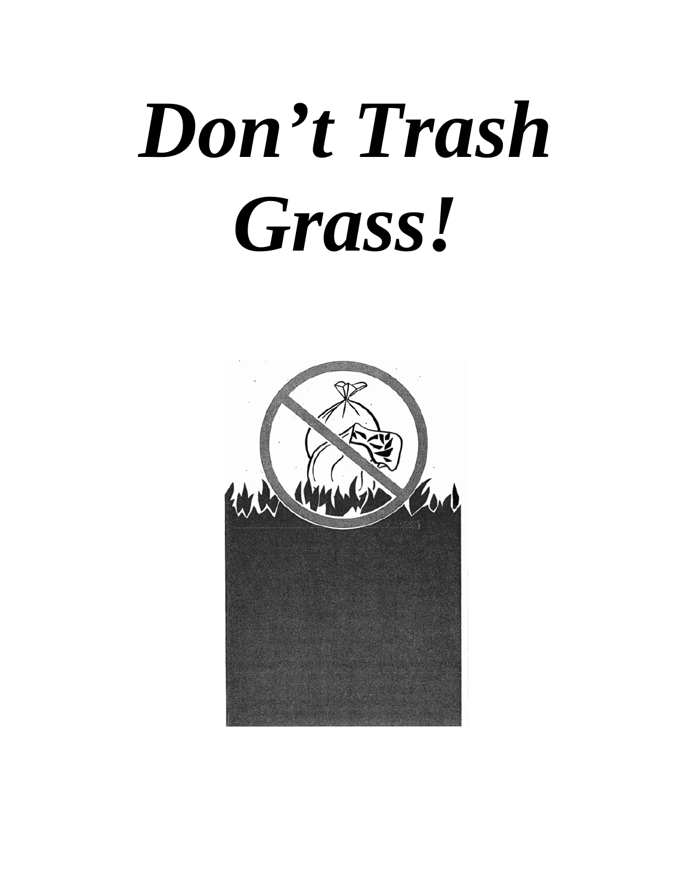# *Don't Trash Grass!*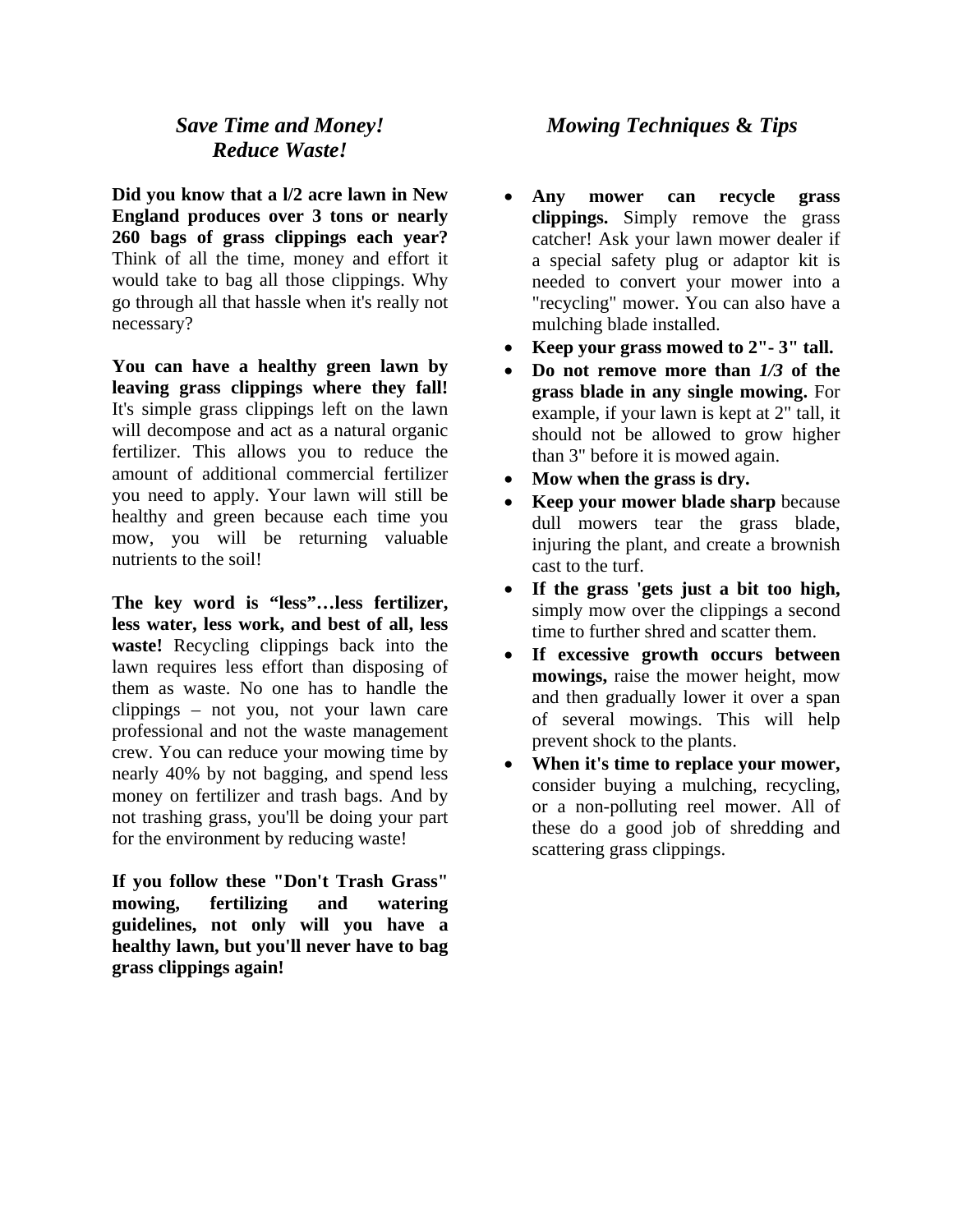## *Save Time and Money! Reduce Waste!*

**Did you know that a l/2 acre lawn in New England produces over 3 tons or nearly 260 bags of grass clippings each year?** Think of all the time, money and effort it would take to bag all those clippings. Why go through all that hassle when it's really not necessary?

**You can have a healthy green lawn by leaving grass clippings where they fall!** It's simple grass clippings left on the lawn will decompose and act as a natural organic fertilizer. This allows you to reduce the amount of additional commercial fertilizer you need to apply. Your lawn will still be healthy and green because each time you mow, you will be returning valuable nutrients to the soil!

**The key word is "less"…less fertilizer, less water, less work, and best of all, less waste!** Recycling clippings back into the lawn requires less effort than disposing of them as waste. No one has to handle the clippings – not you, not your lawn care professional and not the waste management crew. You can reduce your mowing time by nearly 40% by not bagging, and spend less money on fertilizer and trash bags. And by not trashing grass, you'll be doing your part for the environment by reducing waste!

**If you follow these "Don't Trash Grass" mowing, fertilizing and watering guidelines, not only will you have a healthy lawn, but you'll never have to bag grass clippings again!**

## *Mowing Techniques* & *Tips*

- **Any mower can recycle grass clippings.** Simply remove the grass catcher! Ask your lawn mower dealer if a special safety plug or adaptor kit is needed to convert your mower into a "recycling" mower. You can also have a mulching blade installed.
- **Keep your grass mowed to 2"- 3" tall.**
- **Do not remove more than *1/3* of the grass blade in any single mowing.** For example, if your lawn is kept at 2" tall, it should not be allowed to grow higher than 3" before it is mowed again.
- **Mow when the grass is dry.**
- **Keep your mower blade sharp** because dull mowers tear the grass blade, injuring the plant, and create a brownish cast to the turf.
- **If the grass 'gets just a bit too high,** simply mow over the clippings a second time to further shred and scatter them.
- **If excessive growth occurs between mowings,** raise the mower height, mow and then gradually lower it over a span of several mowings. This will help prevent shock to the plants.
- **When it's time to replace your mower,** consider buying a mulching, recycling, or a non-polluting reel mower. All of these do a good job of shredding and scattering grass clippings.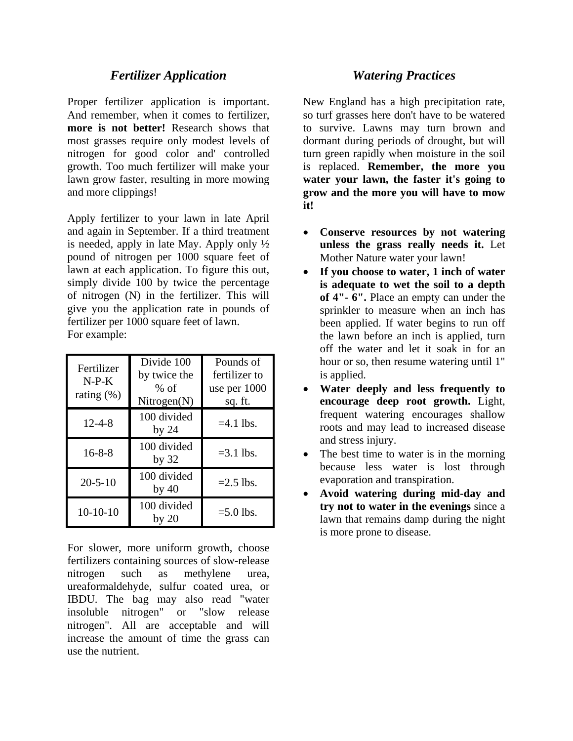## *Fertilizer Application*

Proper fertilizer application is important. And remember, when it comes to fertilizer, **more is not better!** Research shows that most grasses require only modest levels of nitrogen for good color and' controlled growth. Too much fertilizer will make your lawn grow faster, resulting in more mowing and more clippings!

Apply fertilizer to your lawn in late April and again in September. If a third treatment is needed, apply in late May. Apply only ½ pound of nitrogen per 1000 square feet of lawn at each application. To figure this out, simply divide 100 by twice the percentage of nitrogen (N) in the fertilizer. This will give you the application rate in pounds of fertilizer per 1000 square feet of lawn.
For example:

| Fertilizer N-P-K rating (%) | Divide 100 by twice the % of Nitrogen(N) | Pounds of fertilizer to use per 1000 sq. ft. |
|---|---|---|
| 12-4-8 | 100 divided by 24 | =4.1 lbs. |
| 16-8-8 | 100 divided by 32 | =3.1 lbs. |
| 20-5-10 | 100 divided by 40 | =2.5 lbs. |
| 10-10-10 | 100 divided by 20 | =5.0 lbs. |

For slower, more uniform growth, choose fertilizers containing sources of slow-release nitrogen such as methylene urea, ureaformaldehyde, sulfur coated urea, or IBDU. The bag may also read "water insoluble nitrogen" or "slow release nitrogen". All are acceptable and will increase the amount of time the grass can use the nutrient.

## *Watering Practices*

New England has a high precipitation rate, so turf grasses here don't have to be watered to survive. Lawns may turn brown and dormant during periods of drought, but will turn green rapidly when moisture in the soil is replaced. **Remember, the more you water your lawn, the faster it's going to grow and the more you will have to mow it!**

- **Conserve resources by not watering unless the grass really needs it.** Let Mother Nature water your lawn!
- **If you choose to water, 1 inch of water is adequate to wet the soil to a depth of 4"- 6".** Place an empty can under the sprinkler to measure when an inch has been applied. If water begins to run off the lawn before an inch is applied, turn off the water and let it soak in for an hour or so, then resume watering until 1" is applied.
- **Water deeply and less frequently to encourage deep root growth.** Light, frequent watering encourages shallow roots and may lead to increased disease and stress injury.
- The best time to water is in the morning because less water is lost through evaporation and transpiration.
- **Avoid watering during mid-day and try not to water in the evenings** since a lawn that remains damp during the night is more prone to disease.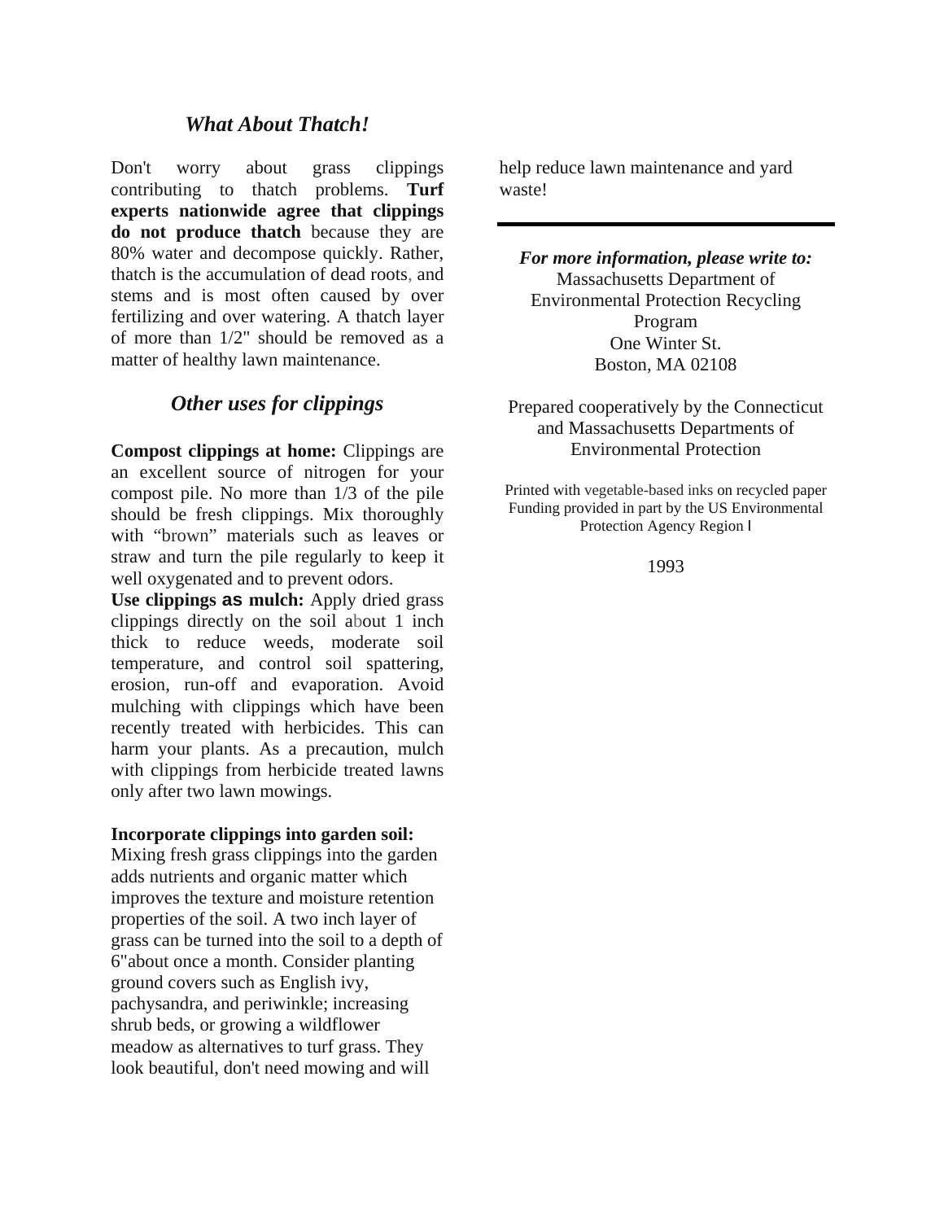## *What About Thatch!*

Don't worry about grass clippings contributing to thatch problems. **Turf experts nationwide agree that clippings do not produce thatch** because they are 80% water and decompose quickly. Rather, thatch is the accumulation of dead roots, and stems and is most often caused by over fertilizing and over watering. A thatch layer of more than 1/2" should be removed as a matter of healthy lawn maintenance.

## *Other uses for clippings*

**Compost clippings at home:** Clippings are an excellent source of nitrogen for your compost pile. No more than 1/3 of the pile should be fresh clippings. Mix thoroughly with "brown" materials such as leaves or straw and turn the pile regularly to keep it well oxygenated and to prevent odors.

**Use clippings as mulch:** Apply dried grass clippings directly on the soil about 1 inch thick to reduce weeds, moderate soil temperature, and control soil spattering, erosion, run-off and evaporation. Avoid mulching with clippings which have been recently treated with herbicides. This can harm your plants. As a precaution, mulch with clippings from herbicide treated lawns only after two lawn mowings.

**Incorporate clippings into garden soil:** Mixing fresh grass clippings into the garden adds nutrients and organic matter which improves the texture and moisture retention properties of the soil. A two inch layer of grass can be turned into the soil to a depth of 6"about once a month. Consider planting ground covers such as English ivy, pachysandra, and periwinkle; increasing shrub beds, or growing a wildflower meadow as alternatives to turf grass. They look beautiful, don't need mowing and will help reduce lawn maintenance and yard waste!

---

***For more information, please write to:***
Massachusetts Department of Environmental Protection Recycling Program
One Winter St.
Boston, MA 02108

Prepared cooperatively by the Connecticut and Massachusetts Departments of Environmental Protection

Printed with vegetable-based inks on recycled paper
Funding provided in part by the US Environmental Protection Agency Region I

1993